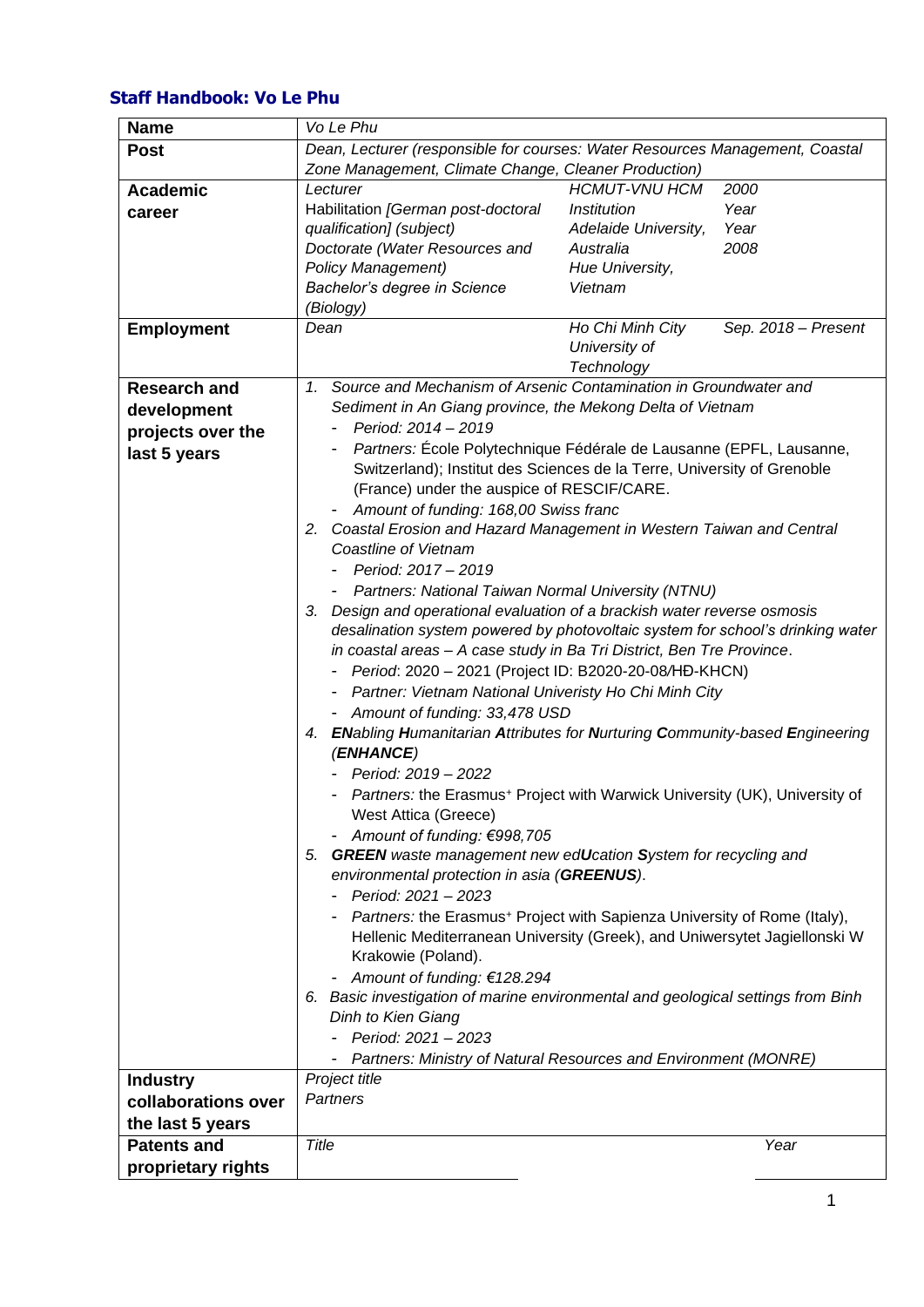### Staff Handbook: Vo Le Phu

| **Name** | *Vo Le Phu* | | |
|---|---|---|---|
| **Post** | *Dean, Lecturer (responsible for courses: Water Resources Management, Coastal Zone Management, Climate Change, Cleaner Production)* | | |
| **Academic career** | *Lecturer*<br>*Habilitation [German post-doctoral qualification] (subject)*<br>*Doctorate (Water Resources and Policy Management)*<br>*Bachelor's degree in Science (Biology)* | *HCMUT-VNU HCM*<br>*Institution*<br>*Adelaide University, Australia*<br>*Hue University, Vietnam* | *2000*<br>*Year*<br>*Year*<br>*2008* |
| **Employment** | *Dean* | *Ho Chi Minh City University of Technology* | *Sep. 2018 – Present* |
| **Research and development projects over the last 5 years** | 1. *Source and Mechanism of Arsenic Contamination in Groundwater and Sediment in An Giang province, the Mekong Delta of Vietnam*<br>- *Period: 2014 – 2019*<br>- *Partners:* École Polytechnique Fédérale de Lausanne (EPFL, Lausanne, Switzerland); Institut des Sciences de la Terre, University of Grenoble (France) under the auspice of RESCIF/CARE.<br>- *Amount of funding: 168,00 Swiss franc*<br>2. *Coastal Erosion and Hazard Management in Western Taiwan and Central Coastline of Vietnam*<br>- *Period: 2017 – 2019*<br>- *Partners: National Taiwan Normal University (NTNU)*<br>3. *Design and operational evaluation of a brackish water reverse osmosis desalination system powered by photovoltaic system for school's drinking water in coastal areas – A case study in Ba Tri District, Ben Tre Province*.<br>- *Period*: 2020 – 2021 (Project ID: B2020-20-08/HĐ-KHCN)<br>- *Partner: Vietnam National Univeristy Ho Chi Minh City*<br>- *Amount of funding: 33,478 USD*<br>4. ***EN**abling **H**umanitarian **A**ttributes for **N**urturing **C**ommunity-based **E**ngineering (**ENHANCE**)*<br>- *Period: 2019 – 2022*<br>- *Partners:* the Erasmus⁺ Project with Warwick University (UK), University of West Attica (Greece)<br>- *Amount of funding: €998,705*<br>5. ***GREEN** waste management new ed**U**cation **S**ystem for recycling and environmental protection in asia (**GREENUS**).*<br>- *Period: 2021 – 2023*<br>- *Partners:* the Erasmus⁺ Project with Sapienza University of Rome (Italy), Hellenic Mediterranean University (Greek), and Uniwersytet Jagiellonski W Krakowie (Poland).<br>- *Amount of funding: €128.294*<br>6. *Basic investigation of marine environmental and geological settings from Binh Dinh to Kien Giang*<br>- *Period: 2021 – 2023*<br>- *Partners: Ministry of Natural Resources and Environment (MONRE)* | | |
| **Industry collaborations over the last 5 years** | *Project title*<br>*Partners* | | |
| **Patents and proprietary rights** | *Title* | | *Year* |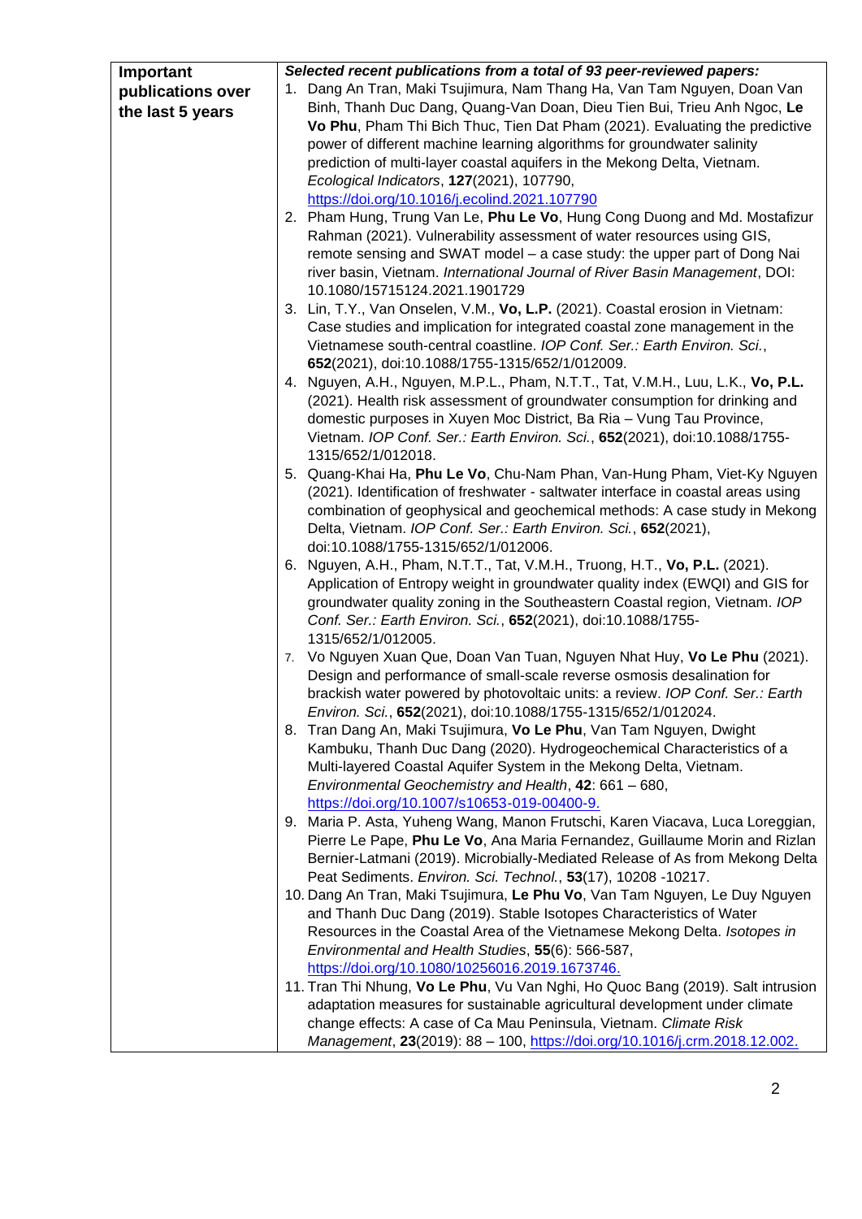| **Important publications over the last 5 years** | ***Selected recent publications from a total of 93 peer-reviewed papers:*** <br>1. Dang An Tran, Maki Tsujimura, Nam Thang Ha, Van Tam Nguyen, Doan Van Binh, Thanh Duc Dang, Quang-Van Doan, Dieu Tien Bui, Trieu Anh Ngoc, **Le Vo Phu**, Pham Thi Bich Thuc, Tien Dat Pham (2021). Evaluating the predictive power of different machine learning algorithms for groundwater salinity prediction of multi-layer coastal aquifers in the Mekong Delta, Vietnam. *Ecological Indicators*, **127**(2021), 107790, https://doi.org/10.1016/j.ecolind.2021.107790 <br>2. Pham Hung, Trung Van Le, **Phu Le Vo**, Hung Cong Duong and Md. Mostafizur Rahman (2021). Vulnerability assessment of water resources using GIS, remote sensing and SWAT model – a case study: the upper part of Dong Nai river basin, Vietnam. *International Journal of River Basin Management*, DOI: 10.1080/15715124.2021.1901729 <br>3. Lin, T.Y., Van Onselen, V.M., **Vo, L.P.** (2021). Coastal erosion in Vietnam: Case studies and implication for integrated coastal zone management in the Vietnamese south-central coastline. *IOP Conf. Ser.: Earth Environ. Sci.*, **652**(2021), doi:10.1088/1755-1315/652/1/012009. <br>4. Nguyen, A.H., Nguyen, M.P.L., Pham, N.T.T., Tat, V.M.H., Luu, L.K., **Vo, P.L.** (2021). Health risk assessment of groundwater consumption for drinking and domestic purposes in Xuyen Moc District, Ba Ria – Vung Tau Province, Vietnam. *IOP Conf. Ser.: Earth Environ. Sci.*, **652**(2021), doi:10.1088/1755-1315/652/1/012018. <br>5. Quang-Khai Ha, **Phu Le Vo**, Chu-Nam Phan, Van-Hung Pham, Viet-Ky Nguyen (2021). Identification of freshwater - saltwater interface in coastal areas using combination of geophysical and geochemical methods: A case study in Mekong Delta, Vietnam. *IOP Conf. Ser.: Earth Environ. Sci.*, **652**(2021), doi:10.1088/1755-1315/652/1/012006. <br>6. Nguyen, A.H., Pham, N.T.T., Tat, V.M.H., Truong, H.T., **Vo, P.L.** (2021). Application of Entropy weight in groundwater quality index (EWQI) and GIS for groundwater quality zoning in the Southeastern Coastal region, Vietnam. *IOP Conf. Ser.: Earth Environ. Sci.*, **652**(2021), doi:10.1088/1755-1315/652/1/012005. <br>7. Vo Nguyen Xuan Que, Doan Van Tuan, Nguyen Nhat Huy, **Vo Le Phu** (2021). Design and performance of small-scale reverse osmosis desalination for brackish water powered by photovoltaic units: a review. *IOP Conf. Ser.: Earth Environ. Sci.*, **652**(2021), doi:10.1088/1755-1315/652/1/012024. <br>8. Tran Dang An, Maki Tsujimura, **Vo Le Phu**, Van Tam Nguyen, Dwight Kambuku, Thanh Duc Dang (2020). Hydrogeochemical Characteristics of a Multi-layered Coastal Aquifer System in the Mekong Delta, Vietnam. *Environmental Geochemistry and Health*, **42**: 661 – 680, https://doi.org/10.1007/s10653-019-00400-9. <br>9. Maria P. Asta, Yuheng Wang, Manon Frutschi, Karen Viacava, Luca Loreggian, Pierre Le Pape, **Phu Le Vo**, Ana Maria Fernandez, Guillaume Morin and Rizlan Bernier-Latmani (2019). Microbially-Mediated Release of As from Mekong Delta Peat Sediments. *Environ. Sci. Technol.*, **53**(17), 10208 -10217. <br>10. Dang An Tran, Maki Tsujimura, **Le Phu Vo**, Van Tam Nguyen, Le Duy Nguyen and Thanh Duc Dang (2019). Stable Isotopes Characteristics of Water Resources in the Coastal Area of the Vietnamese Mekong Delta. *Isotopes in Environmental and Health Studies*, **55**(6): 566-587, https://doi.org/10.1080/10256016.2019.1673746. <br>11. Tran Thi Nhung, **Vo Le Phu**, Vu Van Nghi, Ho Quoc Bang (2019). Salt intrusion adaptation measures for sustainable agricultural development under climate change effects: A case of Ca Mau Peninsula, Vietnam. *Climate Risk Management*, **23**(2019): 88 – 100, https://doi.org/10.1016/j.crm.2018.12.002. |
|---|---|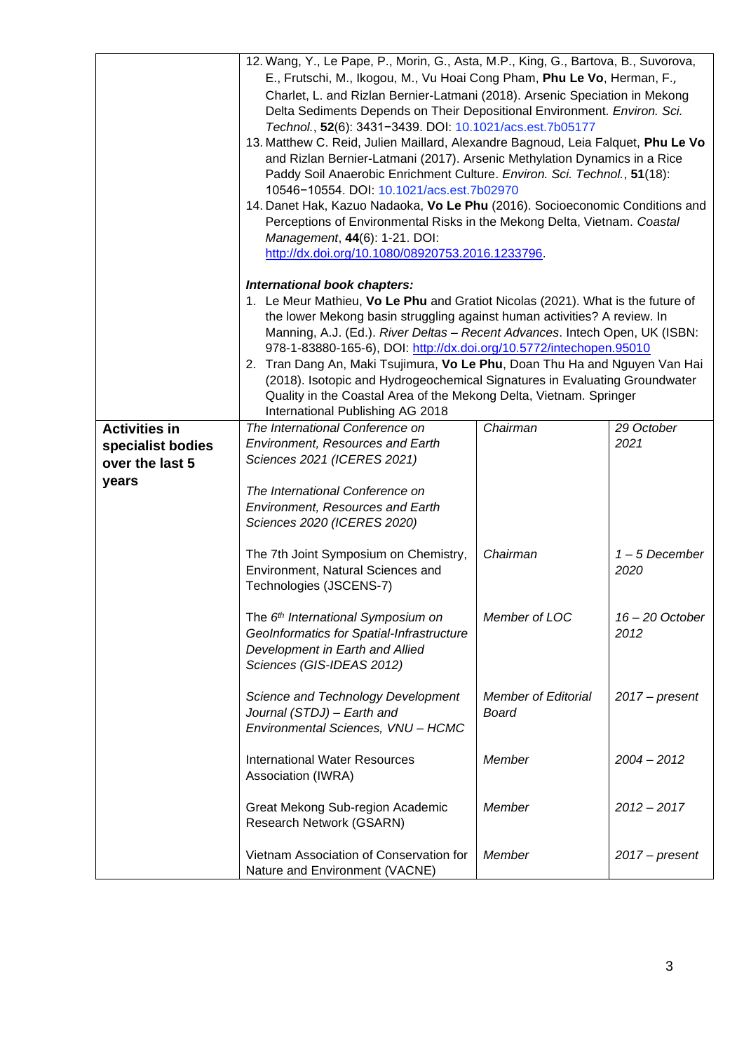| | | | |
|---|---|---|---|
| | 12. Wang, Y., Le Pape, P., Morin, G., Asta, M.P., King, G., Bartova, B., Suvorova, E., Frutschi, M., Ikogou, M., Vu Hoai Cong Pham, **Phu Le Vo**, Herman, F., Charlet, L. and Rizlan Bernier-Latmani (2018). Arsenic Speciation in Mekong Delta Sediments Depends on Their Depositional Environment. *Environ. Sci. Technol.*, **52**(6): 3431−3439. DOI: 10.1021/acs.est.7b05177<br>13. Matthew C. Reid, Julien Maillard, Alexandre Bagnoud, Leia Falquet, **Phu Le Vo** and Rizlan Bernier-Latmani (2017). Arsenic Methylation Dynamics in a Rice Paddy Soil Anaerobic Enrichment Culture. *Environ. Sci. Technol.*, **51**(18): 10546−10554. DOI: 10.1021/acs.est.7b02970<br>14. Danet Hak, Kazuo Nadaoka, **Vo Le Phu** (2016). Socioeconomic Conditions and Perceptions of Environmental Risks in the Mekong Delta, Vietnam. *Coastal Management*, **44**(6): 1-21. DOI: http://dx.doi.org/10.1080/08920753.2016.1233796.<br><br>***International book chapters:***<br>1. Le Meur Mathieu, **Vo Le Phu** and Gratiot Nicolas (2021). What is the future of the lower Mekong basin struggling against human activities? A review. In Manning, A.J. (Ed.). *River Deltas – Recent Advances*. Intech Open, UK (ISBN: 978-1-83880-165-6), DOI: http://dx.doi.org/10.5772/intechopen.95010<br>2. Tran Dang An, Maki Tsujimura, **Vo Le Phu**, Doan Thu Ha and Nguyen Van Hai (2018). Isotopic and Hydrogeochemical Signatures in Evaluating Groundwater Quality in the Coastal Area of the Mekong Delta, Vietnam. Springer International Publishing AG 2018 | | |
| **Activities in specialist bodies over the last 5 years** | *The International Conference on Environment, Resources and Earth Sciences 2021 (ICERES 2021)*<br><br>*The International Conference on Environment, Resources and Earth Sciences 2020 (ICERES 2020)* | *Chairman* | *29 October 2021* |
| | The 7th Joint Symposium on Chemistry, Environment, Natural Sciences and Technologies (JSCENS-7) | *Chairman* | *1 – 5 December 2020* |
| | The 6th *International Symposium on GeoInformatics for Spatial-Infrastructure Development in Earth and Allied Sciences (GIS-IDEAS 2012)* | *Member of LOC* | *16 – 20 October 2012* |
| | *Science and Technology Development Journal (STDJ) – Earth and Environmental Sciences, VNU – HCMC* | *Member of Editorial Board* | *2017 – present* |
| | International Water Resources Association (IWRA) | *Member* | *2004 – 2012* |
| | Great Mekong Sub-region Academic Research Network (GSARN) | *Member* | *2012 – 2017* |
| | Vietnam Association of Conservation for Nature and Environment (VACNE) | *Member* | *2017 – present* |